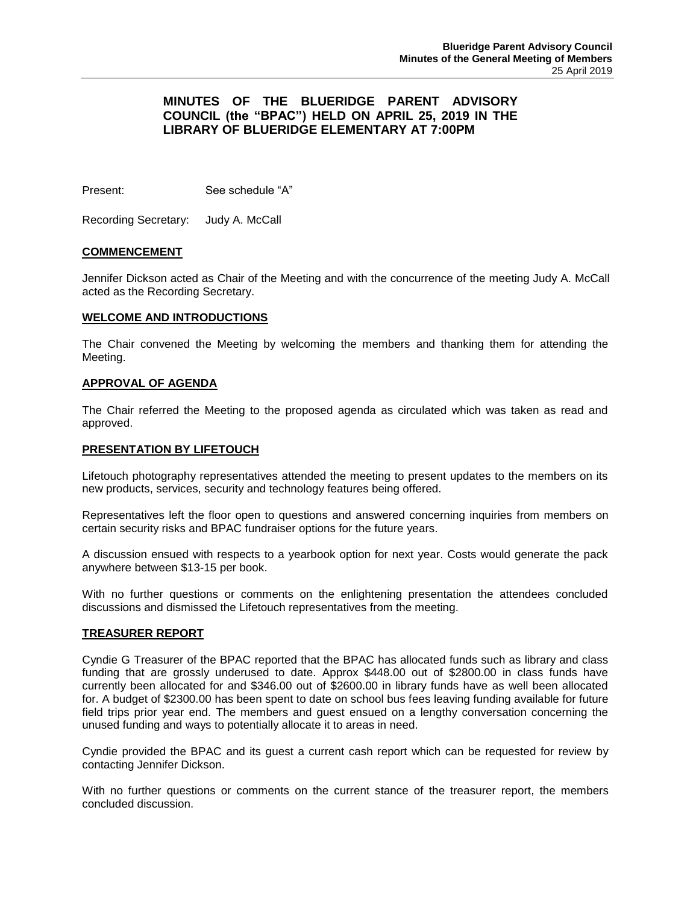# MINUTES OF THE BLUERIDGE PARENT ADVISORY COUNCIL (the "BPAC") HELD ON APRIL 25, 2019 IN THE LIBRARY OF BLUERIDGE ELEMENTARY AT 7:00PM

Present: See schedule "A"

Recording Secretary: Judy A. McCall

## COMMENCEMENT

Jennifer Dickson acted as Chair of the Meeting and with the concurrence of the meeting Judy A. McCall acted as the Recording Secretary.

## WELCOME AND INTRODUCTIONS

The Chair convened the Meeting by welcoming the members and thanking them for attending the Meeting.

## APPROVAL OF AGENDA

The Chair referred the Meeting to the proposed agenda as circulated which was taken as read and approved.

## PRESENTATION BY LIFETOUCH

Lifetouch photography representatives attended the meeting to present updates to the members on its new products, services, security and technology features being offered.

Representatives left the floor open to questions and answered concerning inquiries from members on certain security risks and BPAC fundraiser options for the future years.

A discussion ensued with respects to a yearbook option for next year. Costs would generate the pack anywhere between $13-15 per book.

With no further questions or comments on the enlightening presentation the attendees concluded discussions and dismissed the Lifetouch representatives from the meeting.

## TREASURER REPORT

Cyndie G Treasurer of the BPAC reported that the BPAC has allocated funds such as library and class funding that are grossly underused to date. Approx $448.00 out of $2800.00 in class funds have currently been allocated for and $346.00 out of $2600.00 in library funds have as well been allocated for. A budget of $2300.00 has been spent to date on school bus fees leaving funding available for future field trips prior year end. The members and guest ensued on a lengthy conversation concerning the unused funding and ways to potentially allocate it to areas in need.

Cyndie provided the BPAC and its guest a current cash report which can be requested for review by contacting Jennifer Dickson.

With no further questions or comments on the current stance of the treasurer report, the members concluded discussion.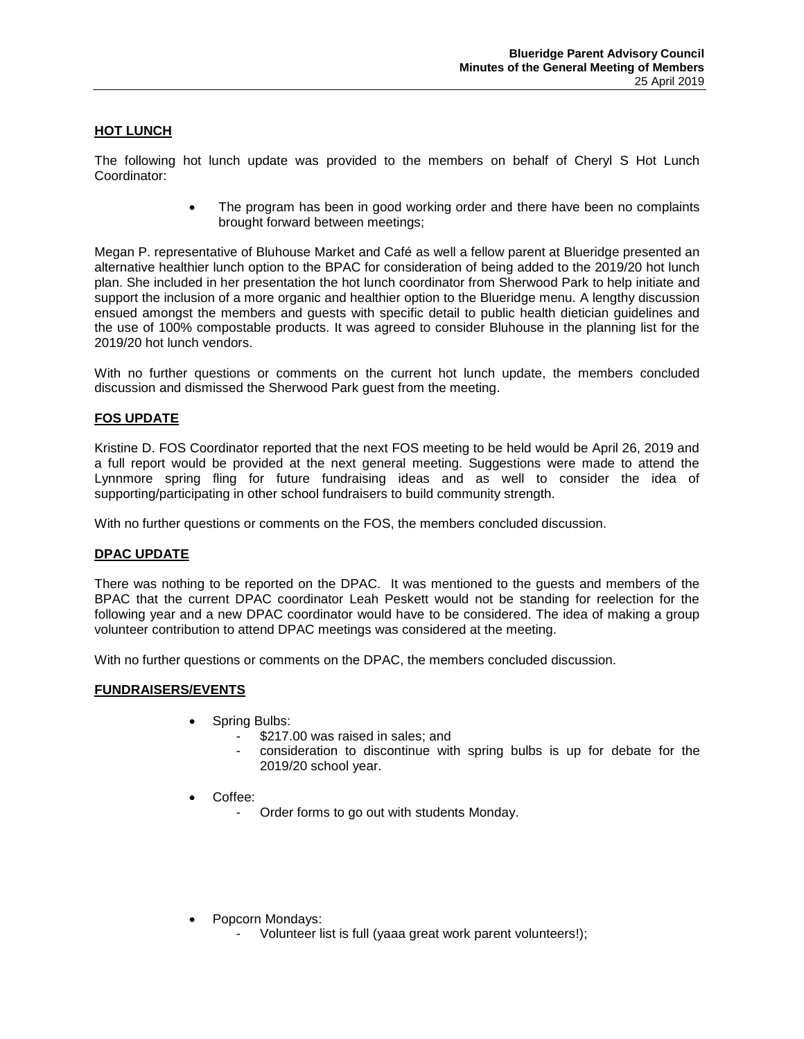## HOT LUNCH

The following hot lunch update was provided to the members on behalf of Cheryl S Hot Lunch Coordinator:

- The program has been in good working order and there have been no complaints brought forward between meetings;

Megan P. representative of Bluhouse Market and Café as well a fellow parent at Blueridge presented an alternative healthier lunch option to the BPAC for consideration of being added to the 2019/20 hot lunch plan. She included in her presentation the hot lunch coordinator from Sherwood Park to help initiate and support the inclusion of a more organic and healthier option to the Blueridge menu. A lengthy discussion ensued amongst the members and guests with specific detail to public health dietician guidelines and the use of 100% compostable products. It was agreed to consider Bluhouse in the planning list for the 2019/20 hot lunch vendors.

With no further questions or comments on the current hot lunch update, the members concluded discussion and dismissed the Sherwood Park guest from the meeting.

## FOS UPDATE

Kristine D. FOS Coordinator reported that the next FOS meeting to be held would be April 26, 2019 and a full report would be provided at the next general meeting. Suggestions were made to attend the Lynnmore spring fling for future fundraising ideas and as well to consider the idea of supporting/participating in other school fundraisers to build community strength.

With no further questions or comments on the FOS, the members concluded discussion.

## DPAC UPDATE

There was nothing to be reported on the DPAC. It was mentioned to the guests and members of the BPAC that the current DPAC coordinator Leah Peskett would not be standing for reelection for the following year and a new DPAC coordinator would have to be considered. The idea of making a group volunteer contribution to attend DPAC meetings was considered at the meeting.

With no further questions or comments on the DPAC, the members concluded discussion.

## FUNDRAISERS/EVENTS

- Spring Bulbs:
  - $217.00 was raised in sales; and
  - consideration to discontinue with spring bulbs is up for debate for the 2019/20 school year.
- Coffee:
  - Order forms to go out with students Monday.
- Popcorn Mondays:
  - Volunteer list is full (yaaa great work parent volunteers!);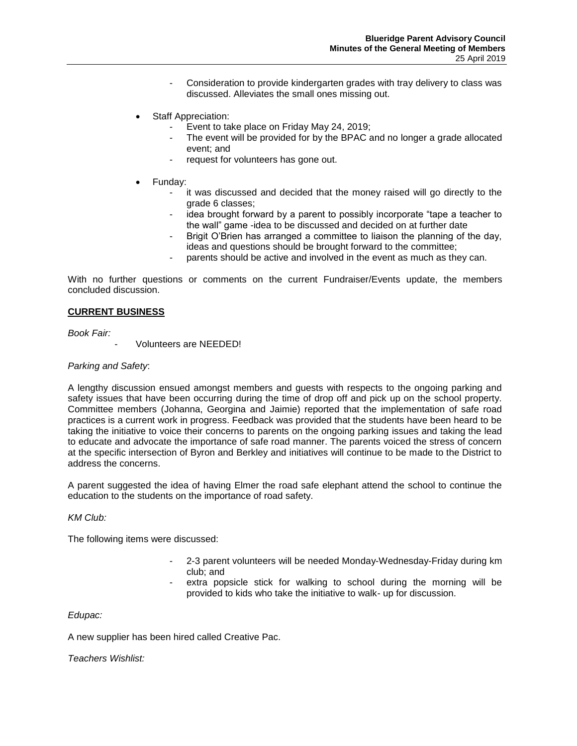- Consideration to provide kindergarten grades with tray delivery to class was discussed. Alleviates the small ones missing out.

- Staff Appreciation:
  - Event to take place on Friday May 24, 2019;
  - The event will be provided for by the BPAC and no longer a grade allocated event; and
  - request for volunteers has gone out.

- Funday:
  - it was discussed and decided that the money raised will go directly to the grade 6 classes;
  - idea brought forward by a parent to possibly incorporate "tape a teacher to the wall" game -idea to be discussed and decided on at further date
  - Brigit O'Brien has arranged a committee to liaison the planning of the day, ideas and questions should be brought forward to the committee;
  - parents should be active and involved in the event as much as they can.

With no further questions or comments on the current Fundraiser/Events update, the members concluded discussion.

## CURRENT BUSINESS

*Book Fair:*

- Volunteers are NEEDED!

*Parking and Safety*:

A lengthy discussion ensued amongst members and guests with respects to the ongoing parking and safety issues that have been occurring during the time of drop off and pick up on the school property. Committee members (Johanna, Georgina and Jaimie) reported that the implementation of safe road practices is a current work in progress. Feedback was provided that the students have been heard to be taking the initiative to voice their concerns to parents on the ongoing parking issues and taking the lead to educate and advocate the importance of safe road manner. The parents voiced the stress of concern at the specific intersection of Byron and Berkley and initiatives will continue to be made to the District to address the concerns.

A parent suggested the idea of having Elmer the road safe elephant attend the school to continue the education to the students on the importance of road safety.

*KM Club:*

The following items were discussed:

- 2-3 parent volunteers will be needed Monday-Wednesday-Friday during km club; and
- extra popsicle stick for walking to school during the morning will be provided to kids who take the initiative to walk- up for discussion.

*Edupac:*

A new supplier has been hired called Creative Pac.

*Teachers Wishlist:*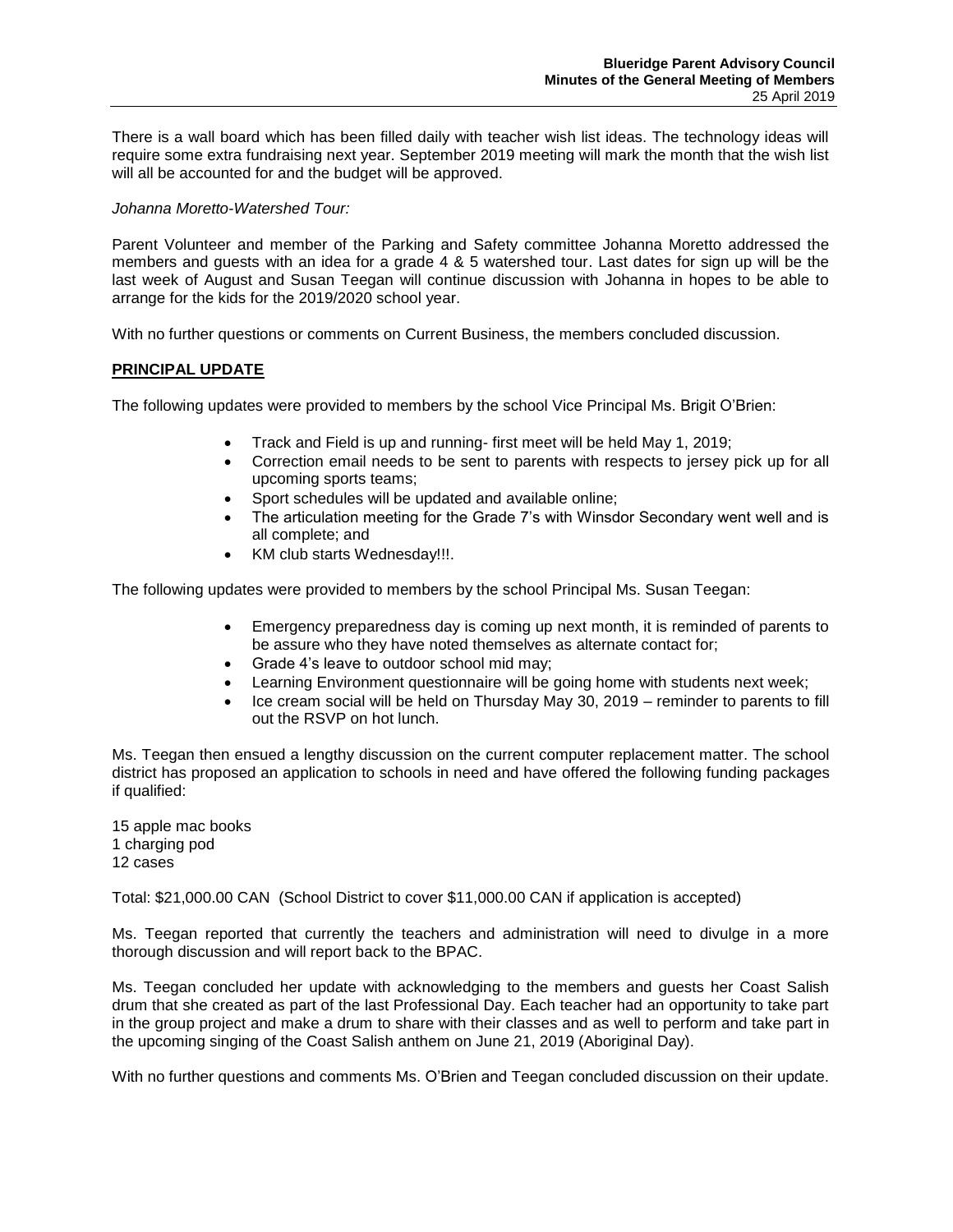There is a wall board which has been filled daily with teacher wish list ideas. The technology ideas will require some extra fundraising next year. September 2019 meeting will mark the month that the wish list will all be accounted for and the budget will be approved.

*Johanna Moretto-Watershed Tour:*

Parent Volunteer and member of the Parking and Safety committee Johanna Moretto addressed the members and guests with an idea for a grade 4 & 5 watershed tour. Last dates for sign up will be the last week of August and Susan Teegan will continue discussion with Johanna in hopes to be able to arrange for the kids for the 2019/2020 school year.

With no further questions or comments on Current Business, the members concluded discussion.

**PRINCIPAL UPDATE**

The following updates were provided to members by the school Vice Principal Ms. Brigit O'Brien:

- Track and Field is up and running- first meet will be held May 1, 2019;
- Correction email needs to be sent to parents with respects to jersey pick up for all upcoming sports teams;
- Sport schedules will be updated and available online;
- The articulation meeting for the Grade 7's with Winsdor Secondary went well and is all complete; and
- KM club starts Wednesday!!!.

The following updates were provided to members by the school Principal Ms. Susan Teegan:

- Emergency preparedness day is coming up next month, it is reminded of parents to be assure who they have noted themselves as alternate contact for;
- Grade 4's leave to outdoor school mid may;
- Learning Environment questionnaire will be going home with students next week;
- Ice cream social will be held on Thursday May 30, 2019 – reminder to parents to fill out the RSVP on hot lunch.

Ms. Teegan then ensued a lengthy discussion on the current computer replacement matter. The school district has proposed an application to schools in need and have offered the following funding packages if qualified:

15 apple mac books
1 charging pod
12 cases

Total: $21,000.00 CAN (School District to cover $11,000.00 CAN if application is accepted)

Ms. Teegan reported that currently the teachers and administration will need to divulge in a more thorough discussion and will report back to the BPAC.

Ms. Teegan concluded her update with acknowledging to the members and guests her Coast Salish drum that she created as part of the last Professional Day. Each teacher had an opportunity to take part in the group project and make a drum to share with their classes and as well to perform and take part in the upcoming singing of the Coast Salish anthem on June 21, 2019 (Aboriginal Day).

With no further questions and comments Ms. O'Brien and Teegan concluded discussion on their update.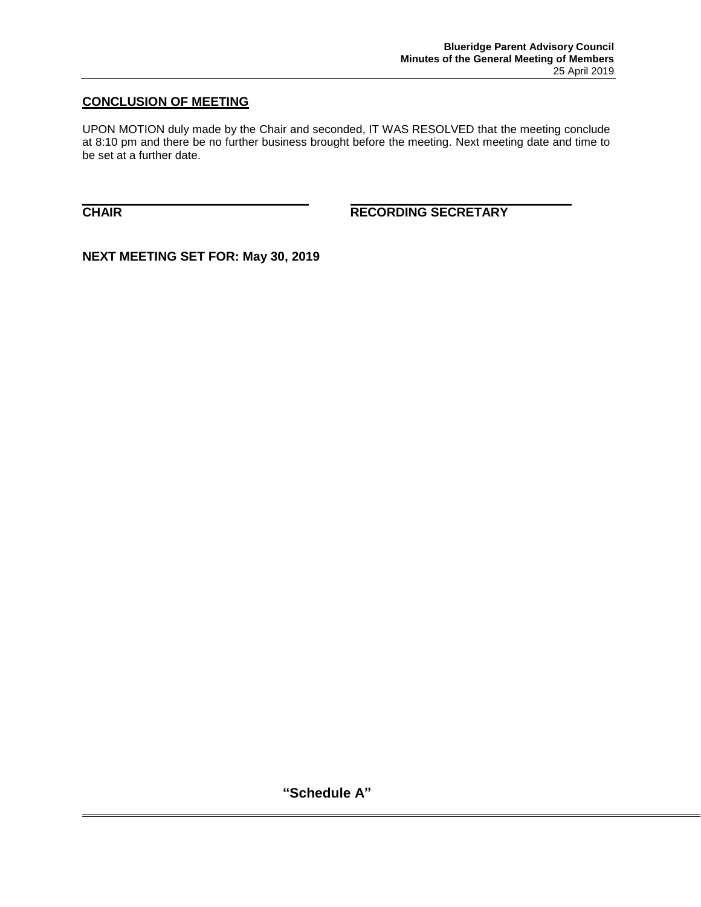## CONCLUSION OF MEETING

UPON MOTION duly made by the Chair and seconded, IT WAS RESOLVED that the meeting conclude at 8:10 pm and there be no further business brought before the meeting. Next meeting date and time to be set at a further date.

**CHAIR** **RECORDING SECRETARY**

**NEXT MEETING SET FOR: May 30, 2019**

**"Schedule A"**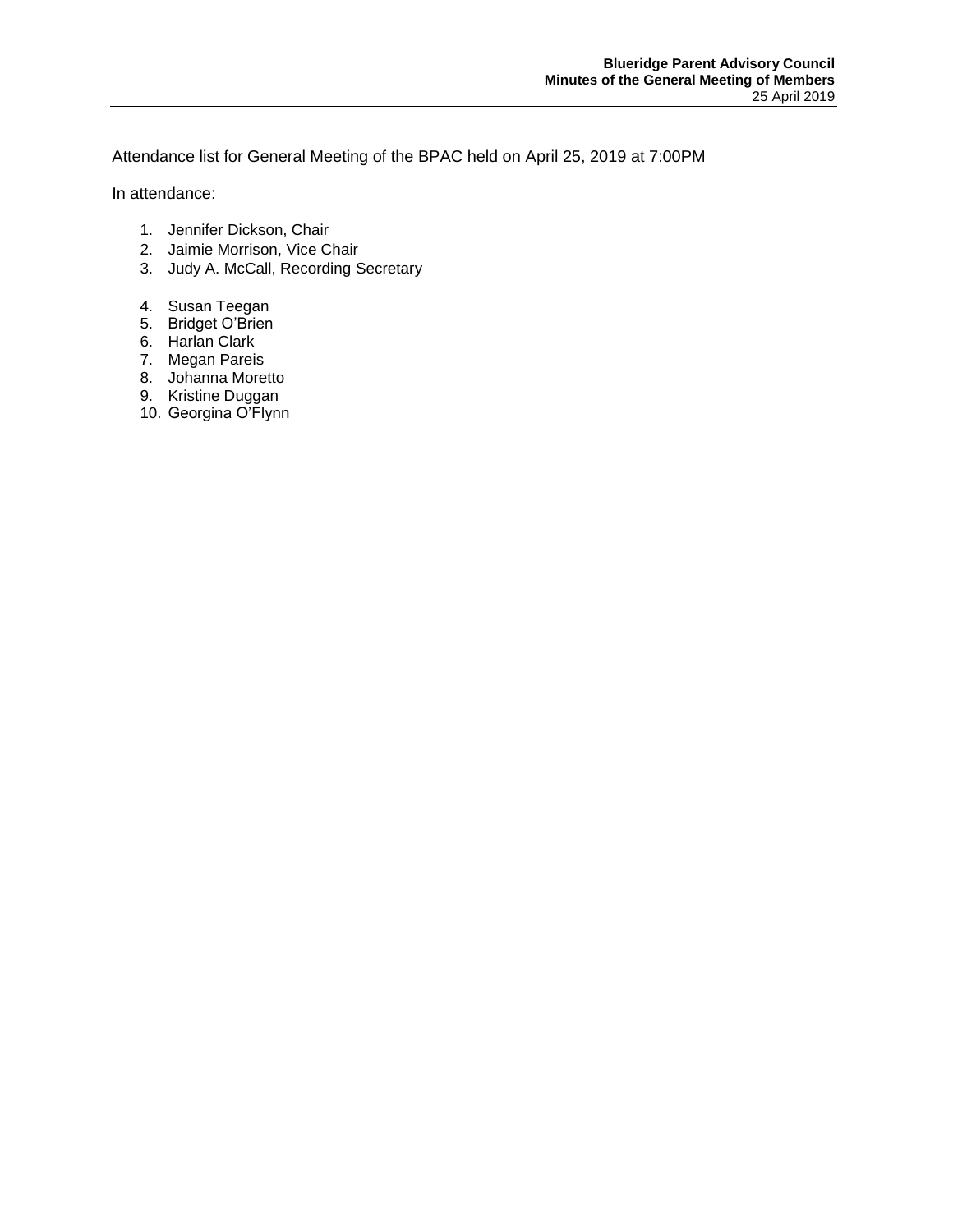Attendance list for General Meeting of the BPAC held on April 25, 2019 at 7:00PM

In attendance:

1. Jennifer Dickson, Chair
2. Jaimie Morrison, Vice Chair
3. Judy A. McCall, Recording Secretary

4. Susan Teegan
5. Bridget O'Brien
6. Harlan Clark
7. Megan Pareis
8. Johanna Moretto
9. Kristine Duggan
10. Georgina O'Flynn